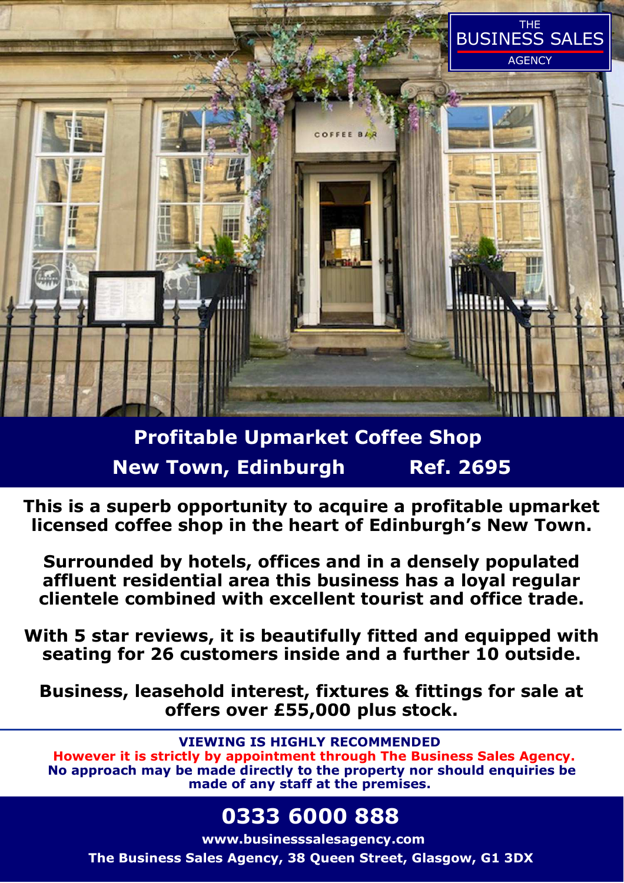THE BUSINESS SALES AGENCY

## Profitable Upmarket Coffee Shop

## New Town, Edinburgh Ref. 2695

**This is a superb opportunity to acquire a profitable upmarket licensed coffee shop in the heart of Edinburgh's New Town.**

**Surrounded by hotels, offices and in a densely populated affluent residential area this business has a loyal regular clientele combined with excellent tourist and office trade.**

**With 5 star reviews, it is beautifully fitted and equipped with seating for 26 customers inside and a further 10 outside.**

**Business, leasehold interest, fixtures & fittings for sale at offers over £55,000 plus stock.**

---

**VIEWING IS HIGHLY RECOMMENDED**

**However it is strictly by appointment through The Business Sales Agency.**

**No approach may be made directly to the property nor should enquiries be made of any staff at the premises.**

## 0333 6000 888

**www.businesssalesagency.com**

**The Business Sales Agency, 38 Queen Street, Glasgow, G1 3DX**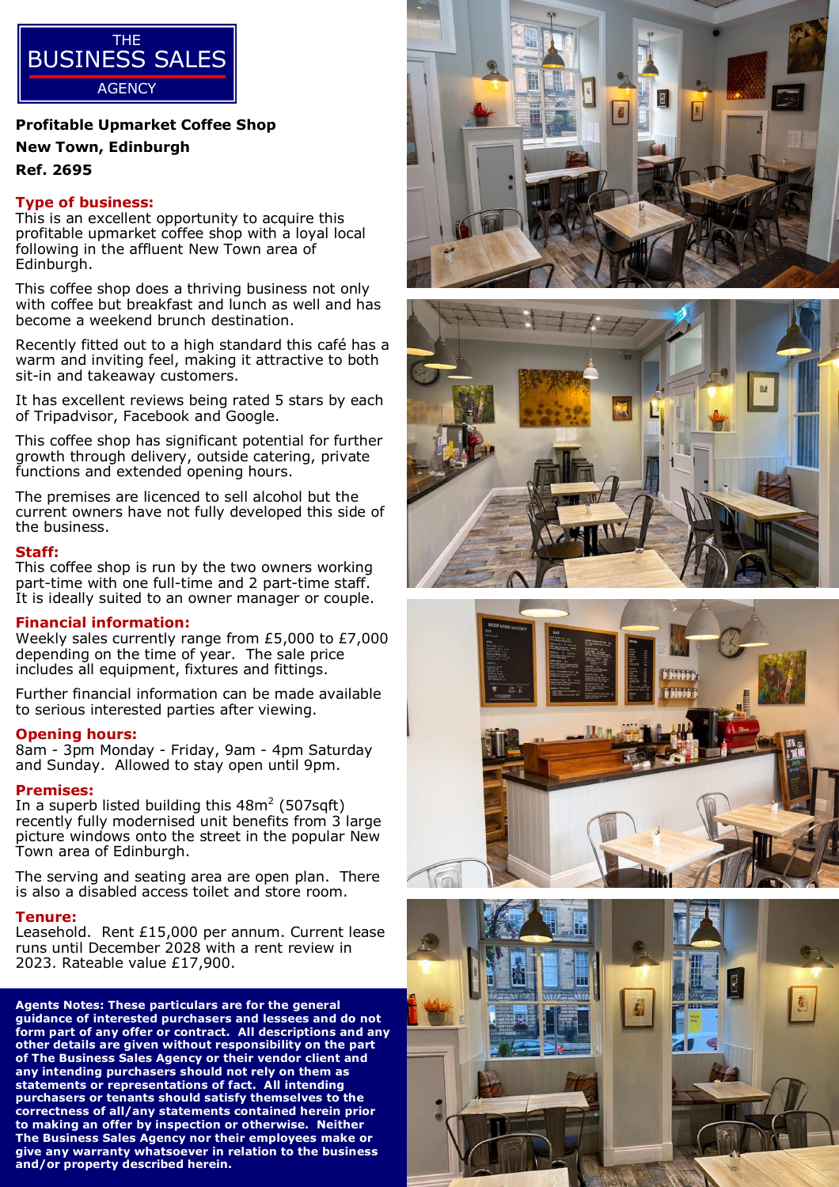THE BUSINESS SALES AGENCY

**Profitable Upmarket Coffee Shop**
**New Town, Edinburgh**
**Ref. 2695**

## Type of business:

This is an excellent opportunity to acquire this profitable upmarket coffee shop with a loyal local following in the affluent New Town area of Edinburgh.

This coffee shop does a thriving business not only with coffee but breakfast and lunch as well and has become a weekend brunch destination.

Recently fitted out to a high standard this café has a warm and inviting feel, making it attractive to both sit-in and takeaway customers.

It has excellent reviews being rated 5 stars by each of Tripadvisor, Facebook and Google.

This coffee shop has significant potential for further growth through delivery, outside catering, private functions and extended opening hours.

The premises are licenced to sell alcohol but the current owners have not fully developed this side of the business.

## Staff:

This coffee shop is run by the two owners working part-time with one full-time and 2 part-time staff. It is ideally suited to an owner manager or couple.

## Financial information:

Weekly sales currently range from £5,000 to £7,000 depending on the time of year. The sale price includes all equipment, fixtures and fittings.

Further financial information can be made available to serious interested parties after viewing.

## Opening hours:

8am - 3pm Monday - Friday, 9am - 4pm Saturday and Sunday. Allowed to stay open until 9pm.

## Premises:

In a superb listed building this 48m$^2$ (507sqft) recently fully modernised unit benefits from 3 large picture windows onto the street in the popular New Town area of Edinburgh.

The serving and seating area are open plan. There is also a disabled access toilet and store room.

## Tenure:

Leasehold. Rent £15,000 per annum. Current lease runs until December 2028 with a rent review in 2023. Rateable value £17,900.

**Agents Notes: These particulars are for the general guidance of interested purchasers and lessees and do not form part of any offer or contract. All descriptions and any other details are given without responsibility on the part of The Business Sales Agency or their vendor client and any intending purchasers should not rely on them as statements or representations of fact. All intending purchasers or tenants should satisfy themselves to the correctness of all/any statements contained herein prior to making an offer by inspection or otherwise. Neither The Business Sales Agency nor their employees make or give any warranty whatsoever in relation to the business and/or property described herein.**